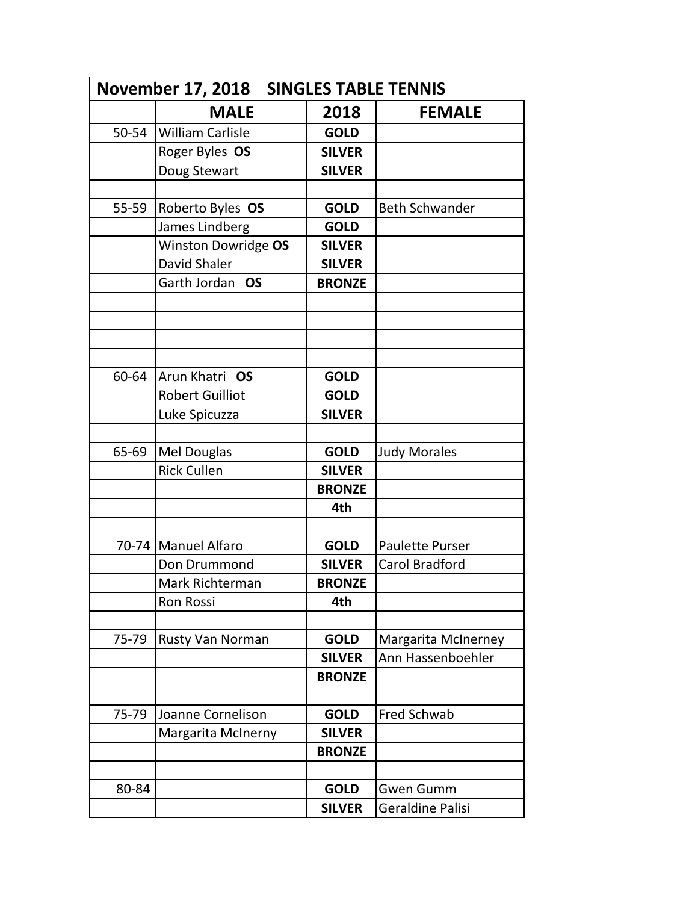## November 17, 2018 SINGLES TABLE TENNIS

| | MALE | 2018 | FEMALE |
|---|---|---|---|
| 50-54 | William Carlisle | **GOLD** | |
| | Roger Byles **OS** | **SILVER** | |
| | Doug Stewart | **SILVER** | |
| | | | |
| 55-59 | Roberto Byles **OS** | **GOLD** | Beth Schwander |
| | James Lindberg | **GOLD** | |
| | Winston Dowridge **OS** | **SILVER** | |
| | David Shaler | **SILVER** | |
| | Garth Jordan **OS** | **BRONZE** | |
| | | | |
| | | | |
| | | | |
| | | | |
| 60-64 | Arun Khatri **OS** | **GOLD** | |
| | Robert Guilliot | **GOLD** | |
| | Luke Spicuzza | **SILVER** | |
| | | | |
| 65-69 | Mel Douglas | **GOLD** | Judy Morales |
| | Rick Cullen | **SILVER** | |
| | | **BRONZE** | |
| | | **4th** | |
| | | | |
| 70-74 | Manuel Alfaro | **GOLD** | Paulette Purser |
| | Don Drummond | **SILVER** | Carol Bradford |
| | Mark Richterman | **BRONZE** | |
| | Ron Rossi | **4th** | |
| | | | |
| 75-79 | Rusty Van Norman | **GOLD** | Margarita McInerney |
| | | **SILVER** | Ann Hassenboehler |
| | | **BRONZE** | |
| | | | |
| 75-79 | Joanne Cornelison | **GOLD** | Fred Schwab |
| | Margarita McInerny | **SILVER** | |
| | | **BRONZE** | |
| | | | |
| 80-84 | | **GOLD** | Gwen Gumm |
| | | **SILVER** | Geraldine Palisi |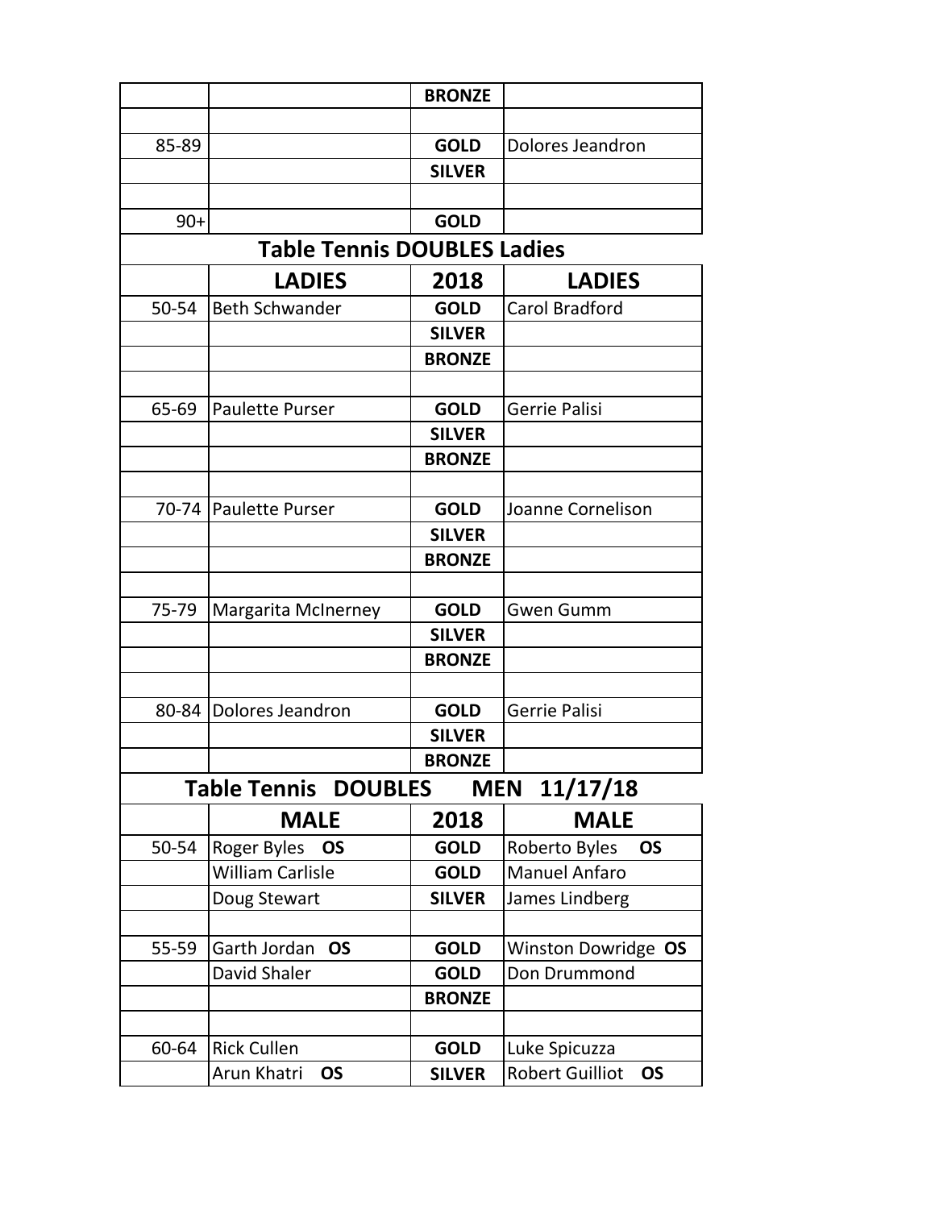| | | BRONZE | |
|---|---|---|---|
| | | | |
| 85-89 | | GOLD | Dolores Jeandron |
| | | SILVER | |
| | | | |
| 90+ | | GOLD | |

## Table Tennis DOUBLES Ladies

| | LADIES | 2018 | LADIES |
|---|---|---|---|
| 50-54 | Beth Schwander | GOLD | Carol Bradford |
| | | SILVER | |
| | | BRONZE | |
| | | | |
| 65-69 | Paulette Purser | GOLD | Gerrie Palisi |
| | | SILVER | |
| | | BRONZE | |
| | | | |
| 70-74 | Paulette Purser | GOLD | Joanne Cornelison |
| | | SILVER | |
| | | BRONZE | |
| | | | |
| 75-79 | Margarita McInerney | GOLD | Gwen Gumm |
| | | SILVER | |
| | | BRONZE | |
| | | | |
| 80-84 | Dolores Jeandron | GOLD | Gerrie Palisi |
| | | SILVER | |
| | | BRONZE | |

## Table Tennis DOUBLES MEN 11/17/18

| | MALE | 2018 | MALE |
|---|---|---|---|
| 50-54 | Roger Byles **OS** | GOLD | Roberto Byles **OS** |
| | William Carlisle | GOLD | Manuel Anfaro |
| | Doug Stewart | SILVER | James Lindberg |
| | | | |
| 55-59 | Garth Jordan **OS** | GOLD | Winston Dowridge **OS** |
| | David Shaler | GOLD | Don Drummond |
| | | BRONZE | |
| | | | |
| 60-64 | Rick Cullen | GOLD | Luke Spicuzza |
| | Arun Khatri **OS** | SILVER | Robert Guilliot **OS** |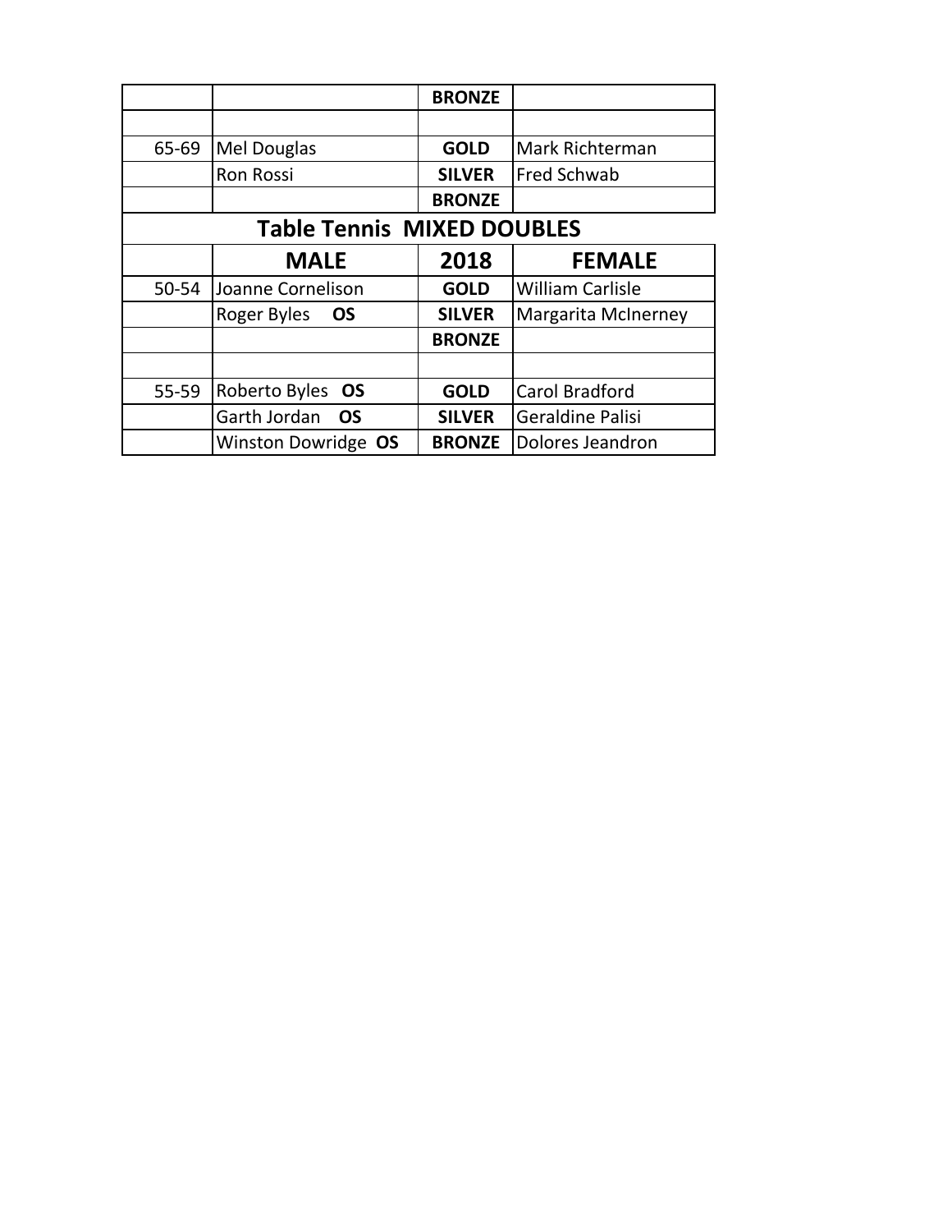| | | | |
|---|---|---|---|
| | | **BRONZE** | |
| | | | |
| 65-69 | Mel Douglas | **GOLD** | Mark Richterman |
| | Ron Rossi | **SILVER** | Fred Schwab |
| | | **BRONZE** | |

## Table Tennis MIXED DOUBLES

| | MALE | 2018 | FEMALE |
|---|---|---|---|
| 50-54 | Joanne Cornelison | **GOLD** | William Carlisle |
| | Roger Byles **OS** | **SILVER** | Margarita McInerney |
| | | **BRONZE** | |
| | | | |
| 55-59 | Roberto Byles **OS** | **GOLD** | Carol Bradford |
| | Garth Jordan **OS** | **SILVER** | Geraldine Palisi |
| | Winston Dowridge **OS** | **BRONZE** | Dolores Jeandron |